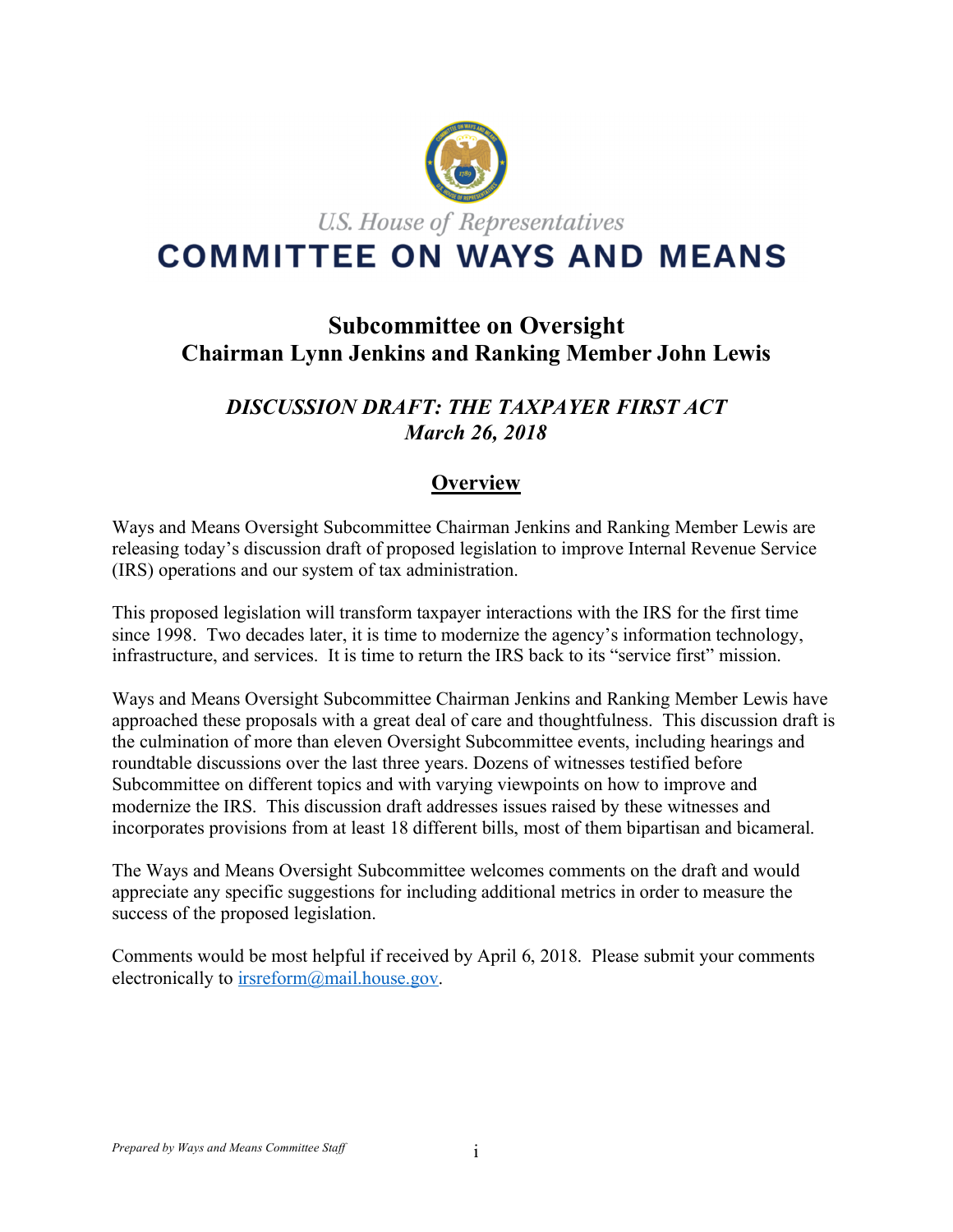U.S. House of Representatives

# COMMITTEE ON WAYS AND MEANS

## Subcommittee on Oversight
## Chairman Lynn Jenkins and Ranking Member John Lewis

### *DISCUSSION DRAFT: THE TAXPAYER FIRST ACT*
### *March 26, 2018*

### Overview

Ways and Means Oversight Subcommittee Chairman Jenkins and Ranking Member Lewis are releasing today's discussion draft of proposed legislation to improve Internal Revenue Service (IRS) operations and our system of tax administration.

This proposed legislation will transform taxpayer interactions with the IRS for the first time since 1998. Two decades later, it is time to modernize the agency's information technology, infrastructure, and services. It is time to return the IRS back to its "service first" mission.

Ways and Means Oversight Subcommittee Chairman Jenkins and Ranking Member Lewis have approached these proposals with a great deal of care and thoughtfulness. This discussion draft is the culmination of more than eleven Oversight Subcommittee events, including hearings and roundtable discussions over the last three years. Dozens of witnesses testified before Subcommittee on different topics and with varying viewpoints on how to improve and modernize the IRS. This discussion draft addresses issues raised by these witnesses and incorporates provisions from at least 18 different bills, most of them bipartisan and bicameral.

The Ways and Means Oversight Subcommittee welcomes comments on the draft and would appreciate any specific suggestions for including additional metrics in order to measure the success of the proposed legislation.

Comments would be most helpful if received by April 6, 2018. Please submit your comments electronically to irsreform@mail.house.gov.

*Prepared by Ways and Means Committee Staff*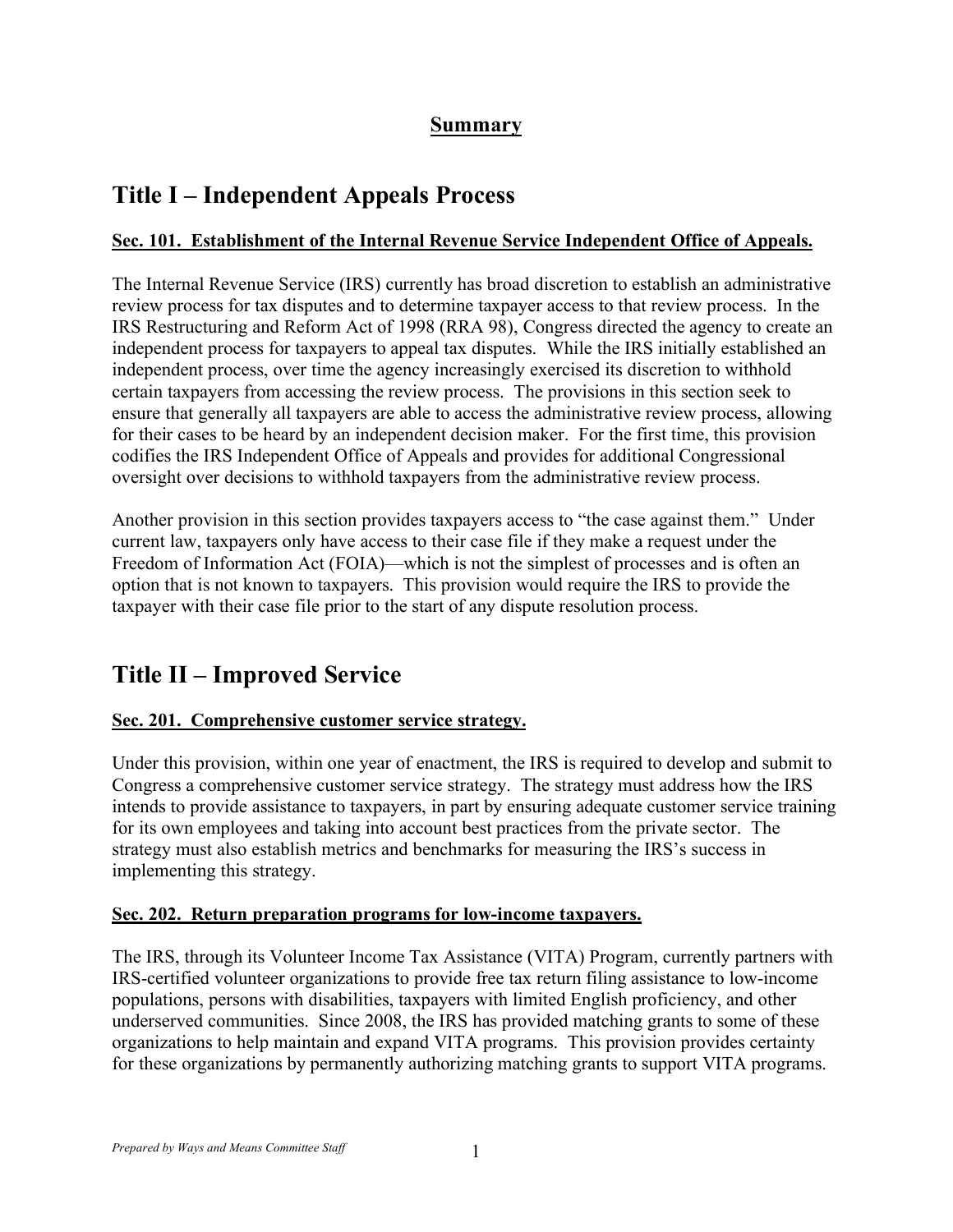## **Summary**

# Title I – Independent Appeals Process

### **Sec. 101. Establishment of the Internal Revenue Service Independent Office of Appeals.**

The Internal Revenue Service (IRS) currently has broad discretion to establish an administrative review process for tax disputes and to determine taxpayer access to that review process. In the IRS Restructuring and Reform Act of 1998 (RRA 98), Congress directed the agency to create an independent process for taxpayers to appeal tax disputes. While the IRS initially established an independent process, over time the agency increasingly exercised its discretion to withhold certain taxpayers from accessing the review process. The provisions in this section seek to ensure that generally all taxpayers are able to access the administrative review process, allowing for their cases to be heard by an independent decision maker. For the first time, this provision codifies the IRS Independent Office of Appeals and provides for additional Congressional oversight over decisions to withhold taxpayers from the administrative review process.

Another provision in this section provides taxpayers access to "the case against them." Under current law, taxpayers only have access to their case file if they make a request under the Freedom of Information Act (FOIA)—which is not the simplest of processes and is often an option that is not known to taxpayers. This provision would require the IRS to provide the taxpayer with their case file prior to the start of any dispute resolution process.

# Title II – Improved Service

### **Sec. 201. Comprehensive customer service strategy.**

Under this provision, within one year of enactment, the IRS is required to develop and submit to Congress a comprehensive customer service strategy. The strategy must address how the IRS intends to provide assistance to taxpayers, in part by ensuring adequate customer service training for its own employees and taking into account best practices from the private sector. The strategy must also establish metrics and benchmarks for measuring the IRS's success in implementing this strategy.

### **Sec. 202. Return preparation programs for low-income taxpayers.**

The IRS, through its Volunteer Income Tax Assistance (VITA) Program, currently partners with IRS-certified volunteer organizations to provide free tax return filing assistance to low-income populations, persons with disabilities, taxpayers with limited English proficiency, and other underserved communities. Since 2008, the IRS has provided matching grants to some of these organizations to help maintain and expand VITA programs. This provision provides certainty for these organizations by permanently authorizing matching grants to support VITA programs.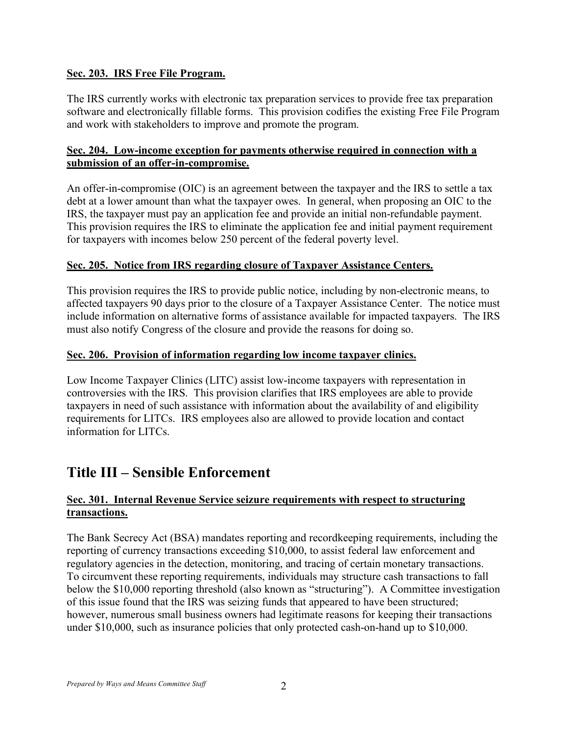**Sec. 203. IRS Free File Program.**

The IRS currently works with electronic tax preparation services to provide free tax preparation software and electronically fillable forms. This provision codifies the existing Free File Program and work with stakeholders to improve and promote the program.

**Sec. 204. Low-income exception for payments otherwise required in connection with a submission of an offer-in-compromise.**

An offer-in-compromise (OIC) is an agreement between the taxpayer and the IRS to settle a tax debt at a lower amount than what the taxpayer owes. In general, when proposing an OIC to the IRS, the taxpayer must pay an application fee and provide an initial non-refundable payment. This provision requires the IRS to eliminate the application fee and initial payment requirement for taxpayers with incomes below 250 percent of the federal poverty level.

**Sec. 205. Notice from IRS regarding closure of Taxpayer Assistance Centers.**

This provision requires the IRS to provide public notice, including by non-electronic means, to affected taxpayers 90 days prior to the closure of a Taxpayer Assistance Center. The notice must include information on alternative forms of assistance available for impacted taxpayers. The IRS must also notify Congress of the closure and provide the reasons for doing so.

**Sec. 206. Provision of information regarding low income taxpayer clinics.**

Low Income Taxpayer Clinics (LITC) assist low-income taxpayers with representation in controversies with the IRS. This provision clarifies that IRS employees are able to provide taxpayers in need of such assistance with information about the availability of and eligibility requirements for LITCs. IRS employees also are allowed to provide location and contact information for LITCs.

# Title III – Sensible Enforcement

**Sec. 301. Internal Revenue Service seizure requirements with respect to structuring transactions.**

The Bank Secrecy Act (BSA) mandates reporting and recordkeeping requirements, including the reporting of currency transactions exceeding $10,000, to assist federal law enforcement and regulatory agencies in the detection, monitoring, and tracing of certain monetary transactions. To circumvent these reporting requirements, individuals may structure cash transactions to fall below the $10,000 reporting threshold (also known as "structuring"). A Committee investigation of this issue found that the IRS was seizing funds that appeared to have been structured; however, numerous small business owners had legitimate reasons for keeping their transactions under $10,000, such as insurance policies that only protected cash-on-hand up to $10,000.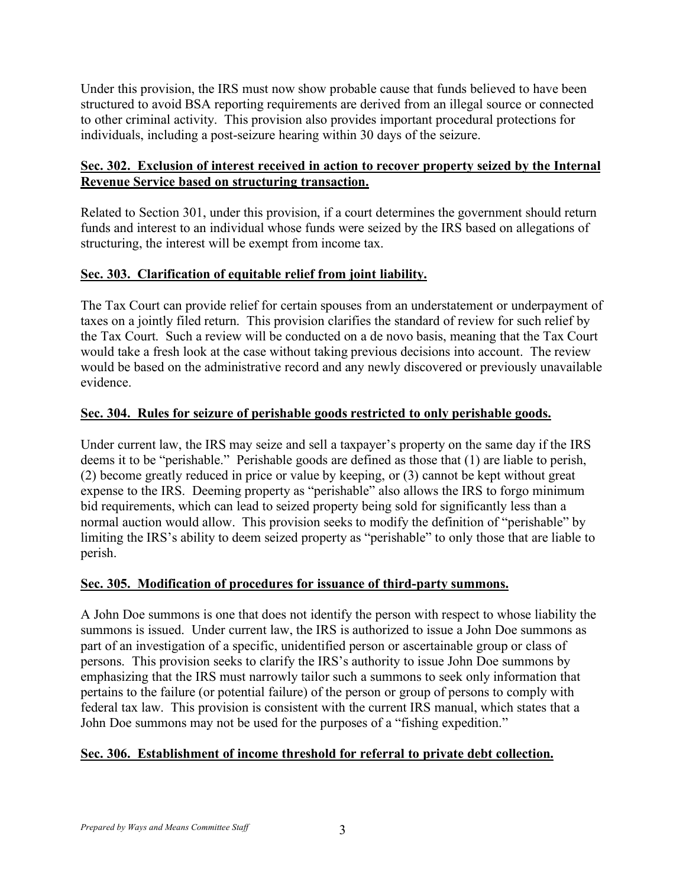Under this provision, the IRS must now show probable cause that funds believed to have been structured to avoid BSA reporting requirements are derived from an illegal source or connected to other criminal activity. This provision also provides important procedural protections for individuals, including a post-seizure hearing within 30 days of the seizure.

## Sec. 302. Exclusion of interest received in action to recover property seized by the Internal Revenue Service based on structuring transaction.

Related to Section 301, under this provision, if a court determines the government should return funds and interest to an individual whose funds were seized by the IRS based on allegations of structuring, the interest will be exempt from income tax.

## Sec. 303. Clarification of equitable relief from joint liability.

The Tax Court can provide relief for certain spouses from an understatement or underpayment of taxes on a jointly filed return. This provision clarifies the standard of review for such relief by the Tax Court. Such a review will be conducted on a de novo basis, meaning that the Tax Court would take a fresh look at the case without taking previous decisions into account. The review would be based on the administrative record and any newly discovered or previously unavailable evidence.

## Sec. 304. Rules for seizure of perishable goods restricted to only perishable goods.

Under current law, the IRS may seize and sell a taxpayer's property on the same day if the IRS deems it to be "perishable." Perishable goods are defined as those that (1) are liable to perish, (2) become greatly reduced in price or value by keeping, or (3) cannot be kept without great expense to the IRS. Deeming property as "perishable" also allows the IRS to forgo minimum bid requirements, which can lead to seized property being sold for significantly less than a normal auction would allow. This provision seeks to modify the definition of "perishable" by limiting the IRS's ability to deem seized property as "perishable" to only those that are liable to perish.

## Sec. 305. Modification of procedures for issuance of third-party summons.

A John Doe summons is one that does not identify the person with respect to whose liability the summons is issued. Under current law, the IRS is authorized to issue a John Doe summons as part of an investigation of a specific, unidentified person or ascertainable group or class of persons. This provision seeks to clarify the IRS's authority to issue John Doe summons by emphasizing that the IRS must narrowly tailor such a summons to seek only information that pertains to the failure (or potential failure) of the person or group of persons to comply with federal tax law. This provision is consistent with the current IRS manual, which states that a John Doe summons may not be used for the purposes of a "fishing expedition."

## Sec. 306. Establishment of income threshold for referral to private debt collection.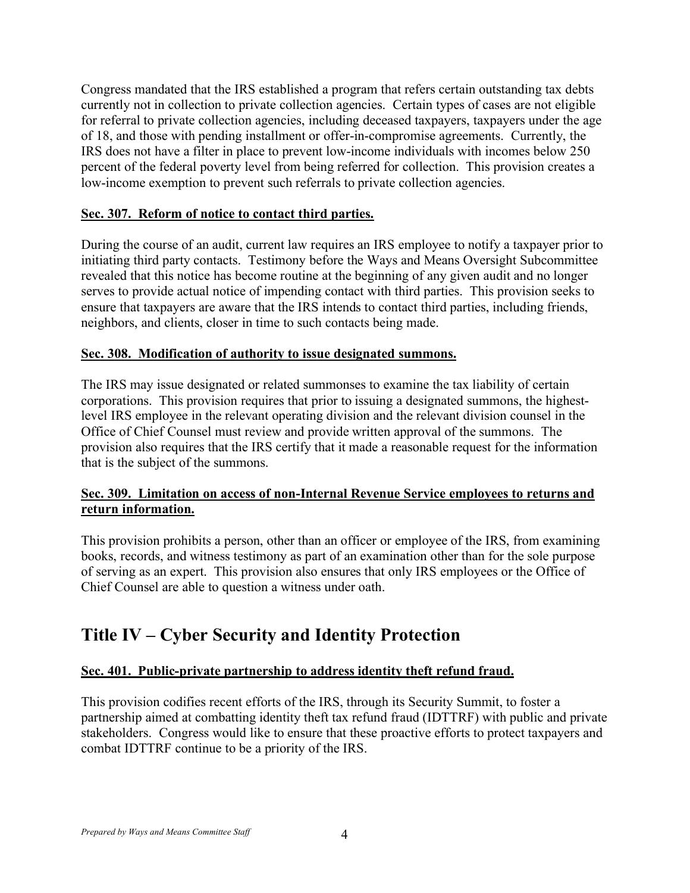Congress mandated that the IRS established a program that refers certain outstanding tax debts currently not in collection to private collection agencies. Certain types of cases are not eligible for referral to private collection agencies, including deceased taxpayers, taxpayers under the age of 18, and those with pending installment or offer-in-compromise agreements. Currently, the IRS does not have a filter in place to prevent low-income individuals with incomes below 250 percent of the federal poverty level from being referred for collection. This provision creates a low-income exemption to prevent such referrals to private collection agencies.

### Sec. 307. Reform of notice to contact third parties.

During the course of an audit, current law requires an IRS employee to notify a taxpayer prior to initiating third party contacts. Testimony before the Ways and Means Oversight Subcommittee revealed that this notice has become routine at the beginning of any given audit and no longer serves to provide actual notice of impending contact with third parties. This provision seeks to ensure that taxpayers are aware that the IRS intends to contact third parties, including friends, neighbors, and clients, closer in time to such contacts being made.

### Sec. 308. Modification of authority to issue designated summons.

The IRS may issue designated or related summonses to examine the tax liability of certain corporations. This provision requires that prior to issuing a designated summons, the highest-level IRS employee in the relevant operating division and the relevant division counsel in the Office of Chief Counsel must review and provide written approval of the summons. The provision also requires that the IRS certify that it made a reasonable request for the information that is the subject of the summons.

### Sec. 309. Limitation on access of non-Internal Revenue Service employees to returns and return information.

This provision prohibits a person, other than an officer or employee of the IRS, from examining books, records, and witness testimony as part of an examination other than for the sole purpose of serving as an expert. This provision also ensures that only IRS employees or the Office of Chief Counsel are able to question a witness under oath.

## Title IV – Cyber Security and Identity Protection

### Sec. 401. Public-private partnership to address identity theft refund fraud.

This provision codifies recent efforts of the IRS, through its Security Summit, to foster a partnership aimed at combatting identity theft tax refund fraud (IDTTRF) with public and private stakeholders. Congress would like to ensure that these proactive efforts to protect taxpayers and combat IDTTRF continue to be a priority of the IRS.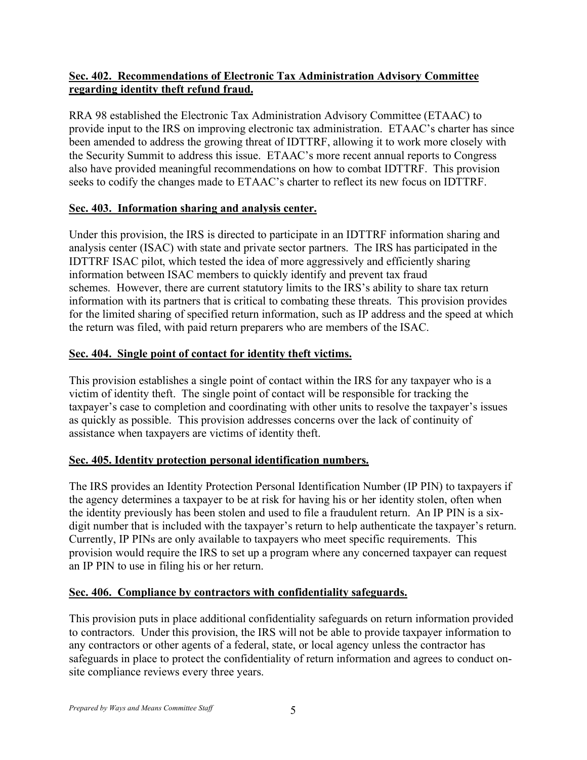**Sec. 402. Recommendations of Electronic Tax Administration Advisory Committee regarding identity theft refund fraud.**

RRA 98 established the Electronic Tax Administration Advisory Committee (ETAAC) to provide input to the IRS on improving electronic tax administration. ETAAC's charter has since been amended to address the growing threat of IDTTRF, allowing it to work more closely with the Security Summit to address this issue. ETAAC's more recent annual reports to Congress also have provided meaningful recommendations on how to combat IDTTRF. This provision seeks to codify the changes made to ETAAC's charter to reflect its new focus on IDTTRF.

**Sec. 403. Information sharing and analysis center.**

Under this provision, the IRS is directed to participate in an IDTTRF information sharing and analysis center (ISAC) with state and private sector partners. The IRS has participated in the IDTTRF ISAC pilot, which tested the idea of more aggressively and efficiently sharing information between ISAC members to quickly identify and prevent tax fraud schemes. However, there are current statutory limits to the IRS's ability to share tax return information with its partners that is critical to combating these threats. This provision provides for the limited sharing of specified return information, such as IP address and the speed at which the return was filed, with paid return preparers who are members of the ISAC.

**Sec. 404. Single point of contact for identity theft victims.**

This provision establishes a single point of contact within the IRS for any taxpayer who is a victim of identity theft. The single point of contact will be responsible for tracking the taxpayer's case to completion and coordinating with other units to resolve the taxpayer's issues as quickly as possible. This provision addresses concerns over the lack of continuity of assistance when taxpayers are victims of identity theft.

**Sec. 405. Identity protection personal identification numbers.**

The IRS provides an Identity Protection Personal Identification Number (IP PIN) to taxpayers if the agency determines a taxpayer to be at risk for having his or her identity stolen, often when the identity previously has been stolen and used to file a fraudulent return. An IP PIN is a six-digit number that is included with the taxpayer's return to help authenticate the taxpayer's return. Currently, IP PINs are only available to taxpayers who meet specific requirements. This provision would require the IRS to set up a program where any concerned taxpayer can request an IP PIN to use in filing his or her return.

**Sec. 406. Compliance by contractors with confidentiality safeguards.**

This provision puts in place additional confidentiality safeguards on return information provided to contractors. Under this provision, the IRS will not be able to provide taxpayer information to any contractors or other agents of a federal, state, or local agency unless the contractor has safeguards in place to protect the confidentiality of return information and agrees to conduct on-site compliance reviews every three years.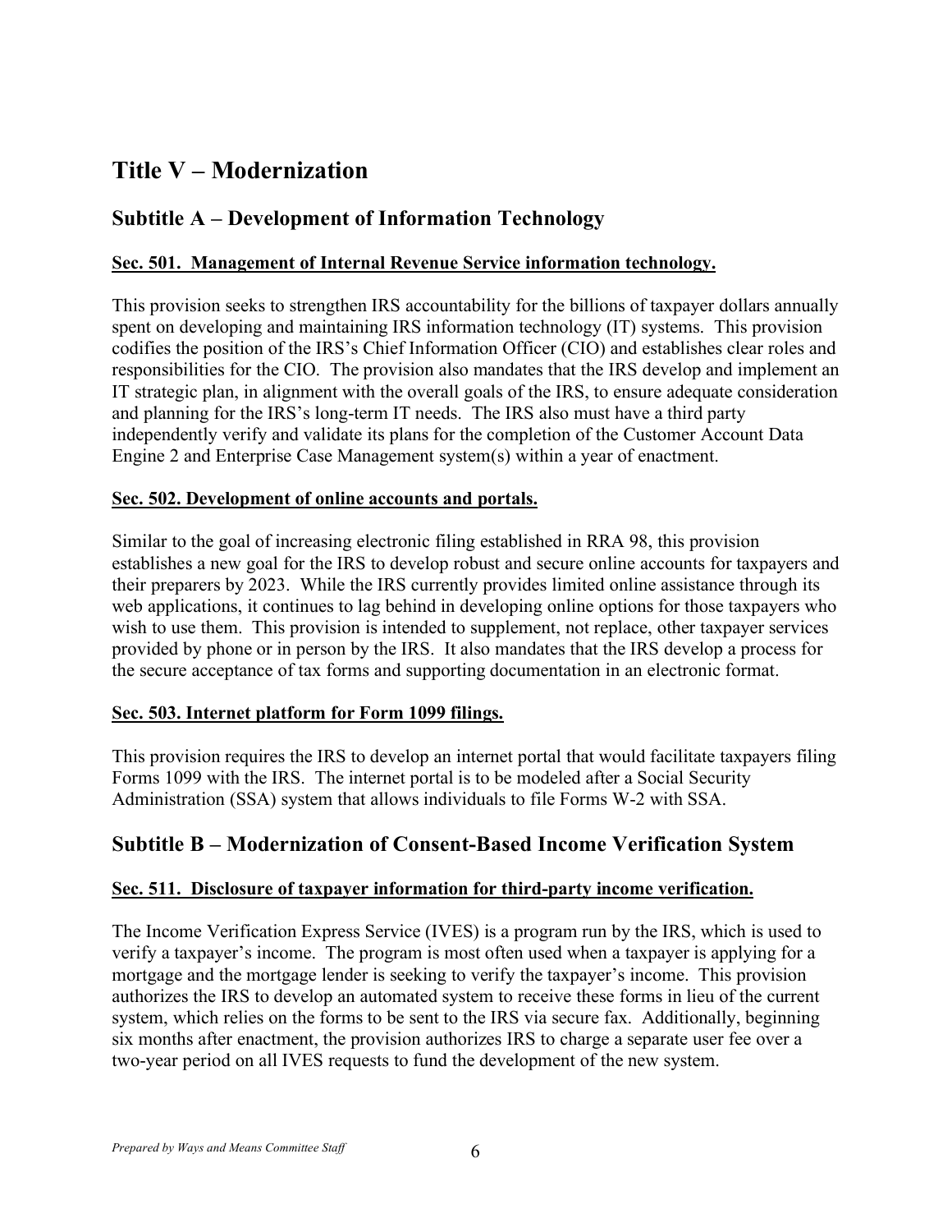# Title V – Modernization

## Subtitle A – Development of Information Technology

### Sec. 501. Management of Internal Revenue Service information technology.

This provision seeks to strengthen IRS accountability for the billions of taxpayer dollars annually spent on developing and maintaining IRS information technology (IT) systems. This provision codifies the position of the IRS's Chief Information Officer (CIO) and establishes clear roles and responsibilities for the CIO. The provision also mandates that the IRS develop and implement an IT strategic plan, in alignment with the overall goals of the IRS, to ensure adequate consideration and planning for the IRS's long-term IT needs. The IRS also must have a third party independently verify and validate its plans for the completion of the Customer Account Data Engine 2 and Enterprise Case Management system(s) within a year of enactment.

### Sec. 502. Development of online accounts and portals.

Similar to the goal of increasing electronic filing established in RRA 98, this provision establishes a new goal for the IRS to develop robust and secure online accounts for taxpayers and their preparers by 2023. While the IRS currently provides limited online assistance through its web applications, it continues to lag behind in developing online options for those taxpayers who wish to use them. This provision is intended to supplement, not replace, other taxpayer services provided by phone or in person by the IRS. It also mandates that the IRS develop a process for the secure acceptance of tax forms and supporting documentation in an electronic format.

### Sec. 503. Internet platform for Form 1099 filings.

This provision requires the IRS to develop an internet portal that would facilitate taxpayers filing Forms 1099 with the IRS. The internet portal is to be modeled after a Social Security Administration (SSA) system that allows individuals to file Forms W-2 with SSA.

## Subtitle B – Modernization of Consent-Based Income Verification System

### Sec. 511. Disclosure of taxpayer information for third-party income verification.

The Income Verification Express Service (IVES) is a program run by the IRS, which is used to verify a taxpayer's income. The program is most often used when a taxpayer is applying for a mortgage and the mortgage lender is seeking to verify the taxpayer's income. This provision authorizes the IRS to develop an automated system to receive these forms in lieu of the current system, which relies on the forms to be sent to the IRS via secure fax. Additionally, beginning six months after enactment, the provision authorizes IRS to charge a separate user fee over a two-year period on all IVES requests to fund the development of the new system.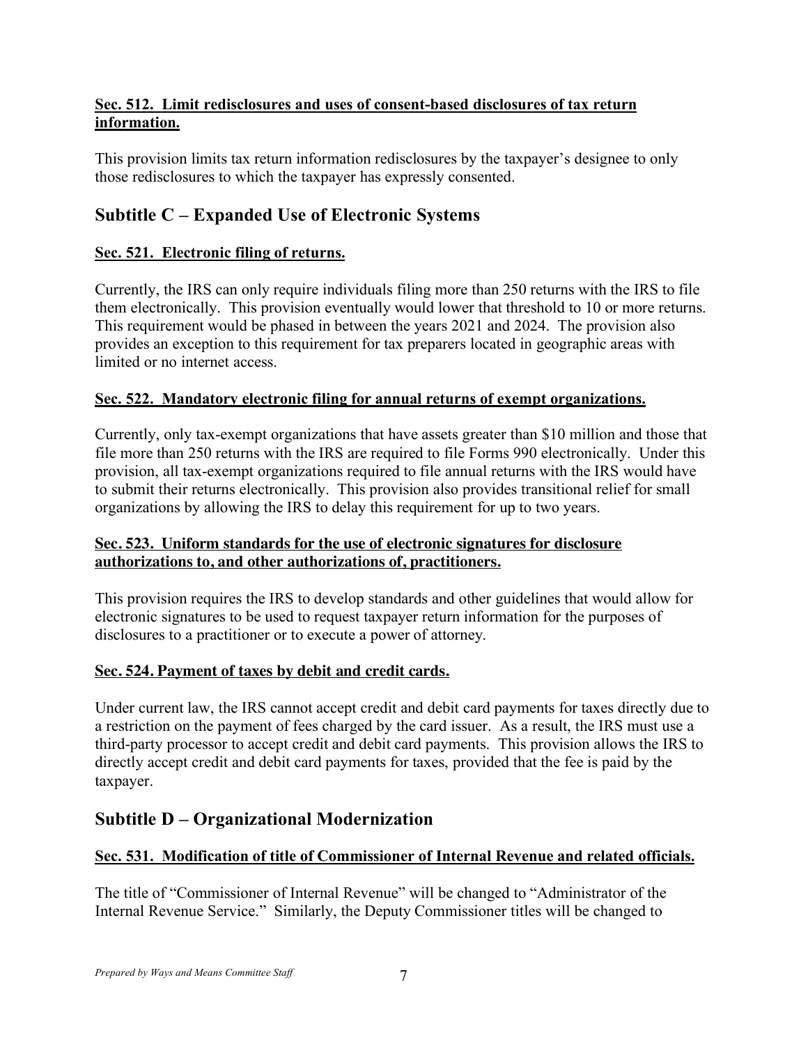**Sec. 512. Limit redisclosures and uses of consent-based disclosures of tax return information.**

This provision limits tax return information redisclosures by the taxpayer's designee to only those redisclosures to which the taxpayer has expressly consented.

## Subtitle C – Expanded Use of Electronic Systems

**Sec. 521. Electronic filing of returns.**

Currently, the IRS can only require individuals filing more than 250 returns with the IRS to file them electronically. This provision eventually would lower that threshold to 10 or more returns. This requirement would be phased in between the years 2021 and 2024. The provision also provides an exception to this requirement for tax preparers located in geographic areas with limited or no internet access.

**Sec. 522. Mandatory electronic filing for annual returns of exempt organizations.**

Currently, only tax-exempt organizations that have assets greater than $10 million and those that file more than 250 returns with the IRS are required to file Forms 990 electronically. Under this provision, all tax-exempt organizations required to file annual returns with the IRS would have to submit their returns electronically. This provision also provides transitional relief for small organizations by allowing the IRS to delay this requirement for up to two years.

**Sec. 523. Uniform standards for the use of electronic signatures for disclosure authorizations to, and other authorizations of, practitioners.**

This provision requires the IRS to develop standards and other guidelines that would allow for electronic signatures to be used to request taxpayer return information for the purposes of disclosures to a practitioner or to execute a power of attorney.

**Sec. 524. Payment of taxes by debit and credit cards.**

Under current law, the IRS cannot accept credit and debit card payments for taxes directly due to a restriction on the payment of fees charged by the card issuer. As a result, the IRS must use a third-party processor to accept credit and debit card payments. This provision allows the IRS to directly accept credit and debit card payments for taxes, provided that the fee is paid by the taxpayer.

## Subtitle D – Organizational Modernization

**Sec. 531. Modification of title of Commissioner of Internal Revenue and related officials.**

The title of "Commissioner of Internal Revenue" will be changed to "Administrator of the Internal Revenue Service." Similarly, the Deputy Commissioner titles will be changed to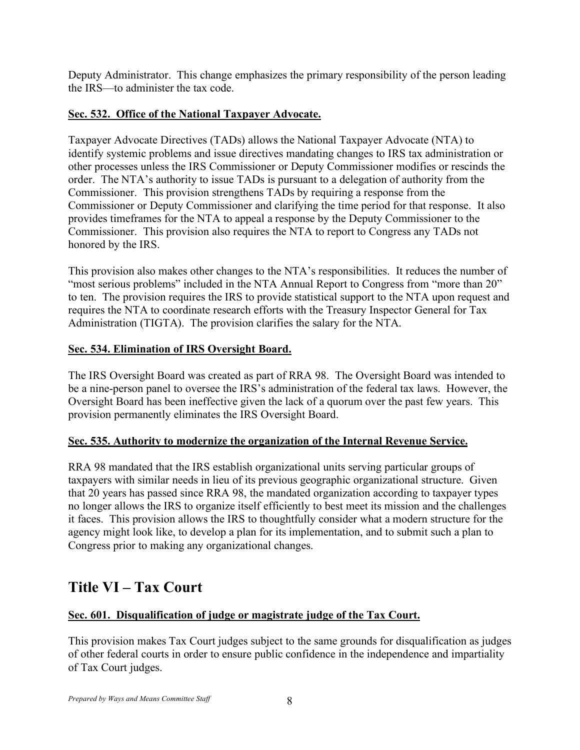Deputy Administrator. This change emphasizes the primary responsibility of the person leading the IRS—to administer the tax code.

### Sec. 532. Office of the National Taxpayer Advocate.

Taxpayer Advocate Directives (TADs) allows the National Taxpayer Advocate (NTA) to identify systemic problems and issue directives mandating changes to IRS tax administration or other processes unless the IRS Commissioner or Deputy Commissioner modifies or rescinds the order. The NTA's authority to issue TADs is pursuant to a delegation of authority from the Commissioner. This provision strengthens TADs by requiring a response from the Commissioner or Deputy Commissioner and clarifying the time period for that response. It also provides timeframes for the NTA to appeal a response by the Deputy Commissioner to the Commissioner. This provision also requires the NTA to report to Congress any TADs not honored by the IRS.

This provision also makes other changes to the NTA's responsibilities. It reduces the number of "most serious problems" included in the NTA Annual Report to Congress from "more than 20" to ten. The provision requires the IRS to provide statistical support to the NTA upon request and requires the NTA to coordinate research efforts with the Treasury Inspector General for Tax Administration (TIGTA). The provision clarifies the salary for the NTA.

### Sec. 534. Elimination of IRS Oversight Board.

The IRS Oversight Board was created as part of RRA 98. The Oversight Board was intended to be a nine-person panel to oversee the IRS's administration of the federal tax laws. However, the Oversight Board has been ineffective given the lack of a quorum over the past few years. This provision permanently eliminates the IRS Oversight Board.

### Sec. 535. Authority to modernize the organization of the Internal Revenue Service.

RRA 98 mandated that the IRS establish organizational units serving particular groups of taxpayers with similar needs in lieu of its previous geographic organizational structure. Given that 20 years has passed since RRA 98, the mandated organization according to taxpayer types no longer allows the IRS to organize itself efficiently to best meet its mission and the challenges it faces. This provision allows the IRS to thoughtfully consider what a modern structure for the agency might look like, to develop a plan for its implementation, and to submit such a plan to Congress prior to making any organizational changes.

## Title VI – Tax Court

### Sec. 601. Disqualification of judge or magistrate judge of the Tax Court.

This provision makes Tax Court judges subject to the same grounds for disqualification as judges of other federal courts in order to ensure public confidence in the independence and impartiality of Tax Court judges.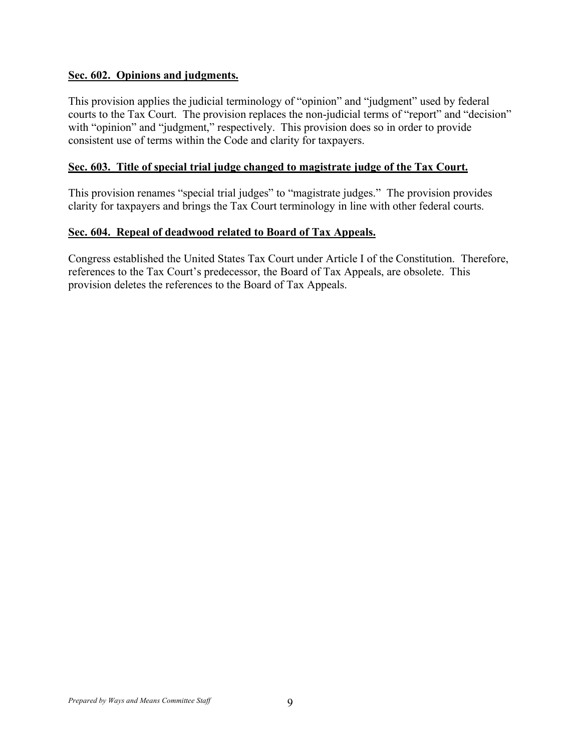**Sec. 602. Opinions and judgments.**

This provision applies the judicial terminology of "opinion" and "judgment" used by federal courts to the Tax Court. The provision replaces the non-judicial terms of "report" and "decision" with "opinion" and "judgment," respectively. This provision does so in order to provide consistent use of terms within the Code and clarity for taxpayers.

**Sec. 603. Title of special trial judge changed to magistrate judge of the Tax Court.**

This provision renames "special trial judges" to "magistrate judges." The provision provides clarity for taxpayers and brings the Tax Court terminology in line with other federal courts.

**Sec. 604. Repeal of deadwood related to Board of Tax Appeals.**

Congress established the United States Tax Court under Article I of the Constitution. Therefore, references to the Tax Court's predecessor, the Board of Tax Appeals, are obsolete. This provision deletes the references to the Board of Tax Appeals.